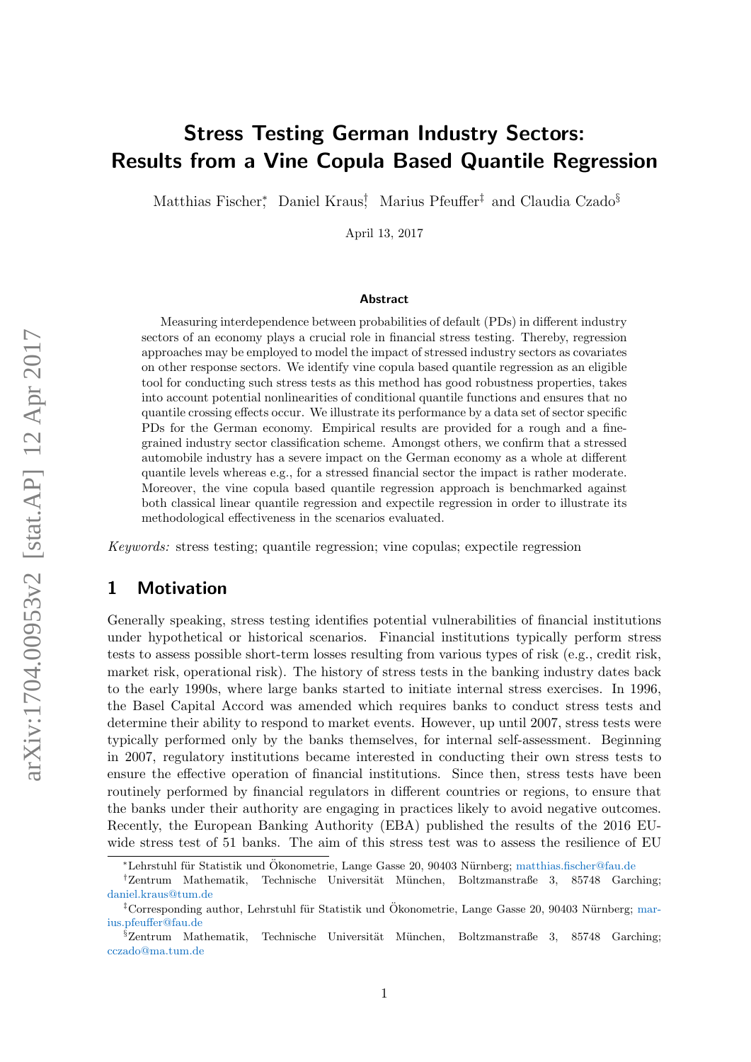# Stress Testing German Industry Sectors: Results from a Vine Copula Based Quantile Regression

Matthias Fischer[*], Daniel Kraus[†], Marius Pfeuffer[‡] and Claudia Czado[§]

April 13, 2017

### Abstract

Measuring interdependence between probabilities of default (PDs) in different industry sectors of an economy plays a crucial role in financial stress testing. Thereby, regression approaches may be employed to model the impact of stressed industry sectors as covariates on other response sectors. We identify vine copula based quantile regression as an eligible tool for conducting such stress tests as this method has good robustness properties, takes into account potential nonlinearities of conditional quantile functions and ensures that no quantile crossing effects occur. We illustrate its performance by a data set of sector specific PDs for the German economy. Empirical results are provided for a rough and a fine-grained industry sector classification scheme. Amongst others, we confirm that a stressed automobile industry has a severe impact on the German economy as a whole at different quantile levels whereas e.g., for a stressed financial sector the impact is rather moderate. Moreover, the vine copula based quantile regression approach is benchmarked against both classical linear quantile regression and expectile regression in order to illustrate its methodological effectiveness in the scenarios evaluated.

*Keywords:* stress testing; quantile regression; vine copulas; expectile regression

## 1 Motivation

Generally speaking, stress testing identifies potential vulnerabilities of financial institutions under hypothetical or historical scenarios. Financial institutions typically perform stress tests to assess possible short-term losses resulting from various types of risk (e.g., credit risk, market risk, operational risk). The history of stress tests in the banking industry dates back to the early 1990s, where large banks started to initiate internal stress exercises. In 1996, the Basel Capital Accord was amended which requires banks to conduct stress tests and determine their ability to respond to market events. However, up until 2007, stress tests were typically performed only by the banks themselves, for internal self-assessment. Beginning in 2007, regulatory institutions became interested in conducting their own stress tests to ensure the effective operation of financial institutions. Since then, stress tests have been routinely performed by financial regulators in different countries or regions, to ensure that the banks under their authority are engaging in practices likely to avoid negative outcomes. Recently, the European Banking Authority (EBA) published the results of the 2016 EU-wide stress test of 51 banks. The aim of this stress test was to assess the resilience of EU

---

[*] Lehrstuhl für Statistik und Ökonometrie, Lange Gasse 20, 90403 Nürnberg; matthias.fischer@fau.de

[†] Zentrum Mathematik, Technische Universität München, Boltzmanstraße 3, 85748 Garching; daniel.kraus@tum.de

[‡] Corresponding author, Lehrstuhl für Statistik und Ökonometrie, Lange Gasse 20, 90403 Nürnberg; marius.pfeuffer@fau.de

[§] Zentrum Mathematik, Technische Universität München, Boltzmanstraße 3, 85748 Garching; cczado@ma.tum.de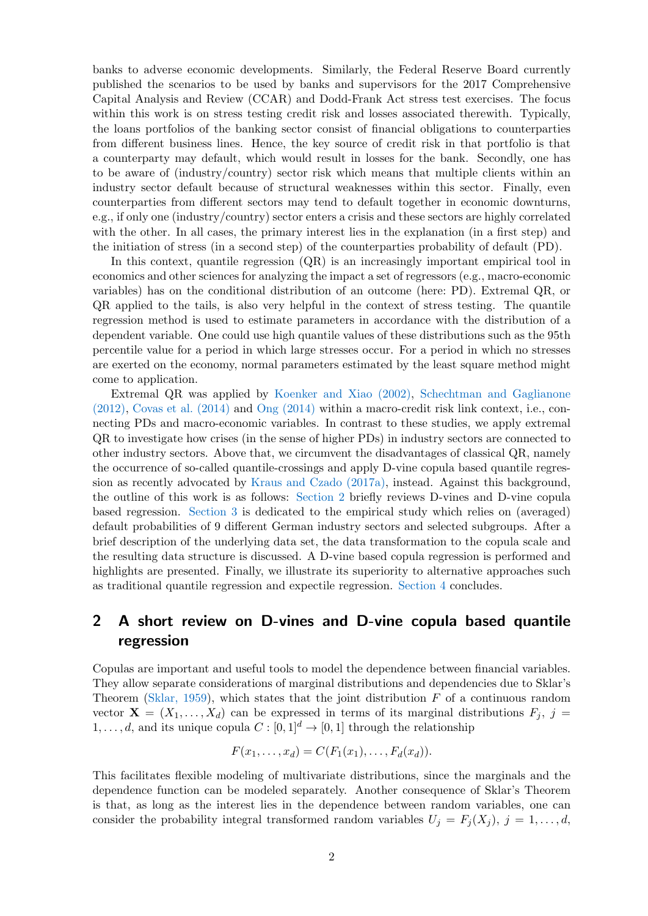banks to adverse economic developments. Similarly, the Federal Reserve Board currently published the scenarios to be used by banks and supervisors for the 2017 Comprehensive Capital Analysis and Review (CCAR) and Dodd-Frank Act stress test exercises. The focus within this work is on stress testing credit risk and losses associated therewith. Typically, the loans portfolios of the banking sector consist of financial obligations to counterparties from different business lines. Hence, the key source of credit risk in that portfolio is that a counterparty may default, which would result in losses for the bank. Secondly, one has to be aware of (industry/country) sector risk which means that multiple clients within an industry sector default because of structural weaknesses within this sector. Finally, even counterparties from different sectors may tend to default together in economic downturns, e.g., if only one (industry/country) sector enters a crisis and these sectors are highly correlated with the other. In all cases, the primary interest lies in the explanation (in a first step) and the initiation of stress (in a second step) of the counterparties probability of default (PD).

In this context, quantile regression (QR) is an increasingly important empirical tool in economics and other sciences for analyzing the impact a set of regressors (e.g., macro-economic variables) has on the conditional distribution of an outcome (here: PD). Extremal QR, or QR applied to the tails, is also very helpful in the context of stress testing. The quantile regression method is used to estimate parameters in accordance with the distribution of a dependent variable. One could use high quantile values of these distributions such as the 95th percentile value for a period in which large stresses occur. For a period in which no stresses are exerted on the economy, normal parameters estimated by the least square method might come to application.

Extremal QR was applied by Koenker and Xiao (2002), Schechtman and Gaglianone (2012), Covas et al. (2014) and Ong (2014) within a macro-credit risk link context, i.e., connecting PDs and macro-economic variables. In contrast to these studies, we apply extremal QR to investigate how crises (in the sense of higher PDs) in industry sectors are connected to other industry sectors. Above that, we circumvent the disadvantages of classical QR, namely the occurrence of so-called quantile-crossings and apply D-vine copula based quantile regression as recently advocated by Kraus and Czado (2017a), instead. Against this background, the outline of this work is as follows: Section 2 briefly reviews D-vines and D-vine copula based regression. Section 3 is dedicated to the empirical study which relies on (averaged) default probabilities of 9 different German industry sectors and selected subgroups. After a brief description of the underlying data set, the data transformation to the copula scale and the resulting data structure is discussed. A D-vine based copula regression is performed and highlights are presented. Finally, we illustrate its superiority to alternative approaches such as traditional quantile regression and expectile regression. Section 4 concludes.

## 2 A short review on D-vines and D-vine copula based quantile regression

Copulas are important and useful tools to model the dependence between financial variables. They allow separate considerations of marginal distributions and dependencies due to Sklar's Theorem (Sklar, 1959), which states that the joint distribution $F$ of a continuous random vector $\mathbf{X} = (X_1, \dots, X_d)$ can be expressed in terms of its marginal distributions $F_j$, $j = 1, \dots, d$, and its unique copula $C : [0,1]^d \to [0,1]$ through the relationship

$$F(x_1, \dots, x_d) = C(F_1(x_1), \dots, F_d(x_d)).$$

This facilitates flexible modeling of multivariate distributions, since the marginals and the dependence function can be modeled separately. Another consequence of Sklar's Theorem is that, as long as the interest lies in the dependence between random variables, one can consider the probability integral transformed random variables $U_j = F_j(X_j)$, $j = 1, \dots, d$,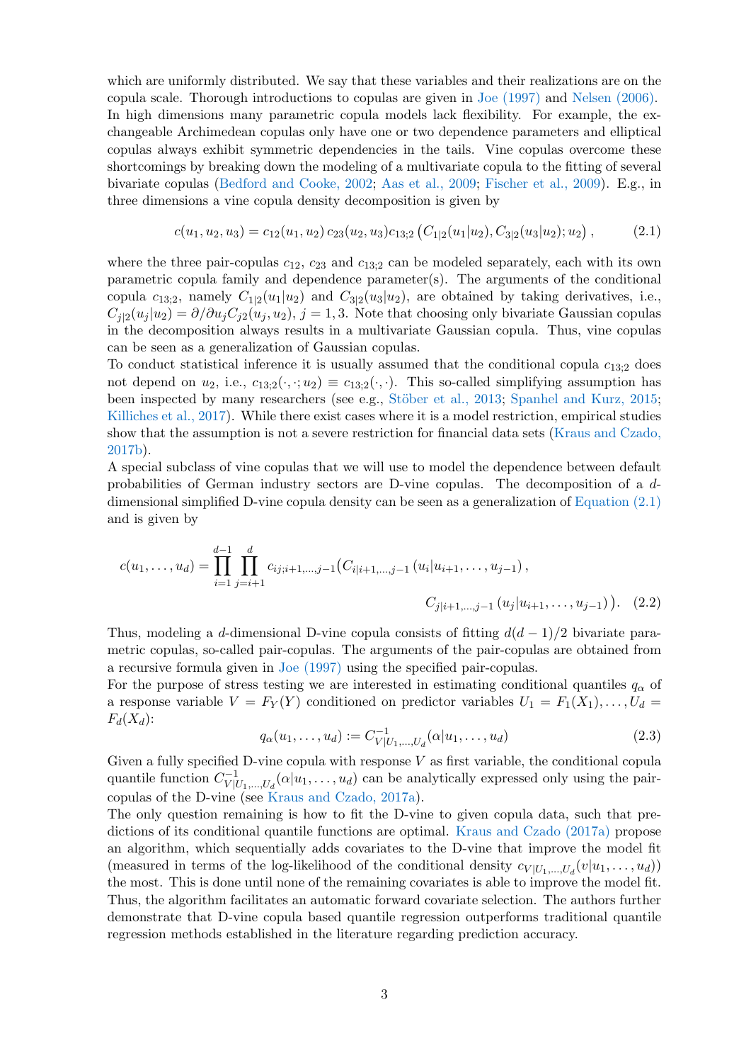which are uniformly distributed. We say that these variables and their realizations are on the copula scale. Thorough introductions to copulas are given in Joe (1997) and Nelsen (2006). In high dimensions many parametric copula models lack flexibility. For example, the exchangeable Archimedean copulas only have one or two dependence parameters and elliptical copulas always exhibit symmetric dependencies in the tails. Vine copulas overcome these shortcomings by breaking down the modeling of a multivariate copula to the fitting of several bivariate copulas (Bedford and Cooke, 2002; Aas et al., 2009; Fischer et al., 2009). E.g., in three dimensions a vine copula density decomposition is given by

$$c(u_1, u_2, u_3) = c_{12}(u_1, u_2)\, c_{23}(u_2, u_3) c_{13;2}\left(C_{1|2}(u_1|u_2), C_{3|2}(u_3|u_2); u_2\right), \tag{2.1}$$

where the three pair-copulas $c_{12}$, $c_{23}$ and $c_{13;2}$ can be modeled separately, each with its own parametric copula family and dependence parameter(s). The arguments of the conditional copula $c_{13;2}$, namely $C_{1|2}(u_1|u_2)$ and $C_{3|2}(u_3|u_2)$, are obtained by taking derivatives, i.e., $C_{j|2}(u_j|u_2) = \partial/\partial u_j C_{j2}(u_j, u_2)$, $j = 1, 3$. Note that choosing only bivariate Gaussian copulas in the decomposition always results in a multivariate Gaussian copula. Thus, vine copulas can be seen as a generalization of Gaussian copulas.

To conduct statistical inference it is usually assumed that the conditional copula $c_{13;2}$ does not depend on $u_2$, i.e., $c_{13;2}(\cdot, \cdot; u_2) \equiv c_{13;2}(\cdot, \cdot)$. This so-called simplifying assumption has been inspected by many researchers (see e.g., Stöber et al., 2013; Spanhel and Kurz, 2015; Killiches et al., 2017). While there exist cases where it is a model restriction, empirical studies show that the assumption is not a severe restriction for financial data sets (Kraus and Czado, 2017b).

A special subclass of vine copulas that we will use to model the dependence between default probabilities of German industry sectors are D-vine copulas. The decomposition of a $d$-dimensional simplified D-vine copula density can be seen as a generalization of Equation (2.1) and is given by

$$c(u_1, \ldots, u_d) = \prod_{i=1}^{d-1} \prod_{j=i+1}^{d} c_{ij;i+1,\ldots,j-1}\big(C_{i|i+1,\ldots,j-1}\left(u_i|u_{i+1}, \ldots, u_{j-1}\right), \\ C_{j|i+1,\ldots,j-1}\left(u_j|u_{i+1}, \ldots, u_{j-1}\right)\big). \tag{2.2}$$

Thus, modeling a $d$-dimensional D-vine copula consists of fitting $d(d-1)/2$ bivariate parametric copulas, so-called pair-copulas. The arguments of the pair-copulas are obtained from a recursive formula given in Joe (1997) using the specified pair-copulas.

For the purpose of stress testing we are interested in estimating conditional quantiles $q_\alpha$ of a response variable $V = F_Y(Y)$ conditioned on predictor variables $U_1 = F_1(X_1), \ldots, U_d = F_d(X_d)$:

$$q_\alpha(u_1, \ldots, u_d) := C^{-1}_{V|U_1,\ldots,U_d}(\alpha|u_1, \ldots, u_d) \tag{2.3}$$

Given a fully specified D-vine copula with response $V$ as first variable, the conditional copula quantile function $C^{-1}_{V|U_1,\ldots,U_d}(\alpha|u_1, \ldots, u_d)$ can be analytically expressed only using the pair-copulas of the D-vine (see Kraus and Czado, 2017a).

The only question remaining is how to fit the D-vine to given copula data, such that predictions of its conditional quantile functions are optimal. Kraus and Czado (2017a) propose an algorithm, which sequentially adds covariates to the D-vine that improve the model fit (measured in terms of the log-likelihood of the conditional density $c_{V|U_1,\ldots,U_d}(v|u_1, \ldots, u_d)$) the most. This is done until none of the remaining covariates is able to improve the model fit. Thus, the algorithm facilitates an automatic forward covariate selection. The authors further demonstrate that D-vine copula based quantile regression outperforms traditional quantile regression methods established in the literature regarding prediction accuracy.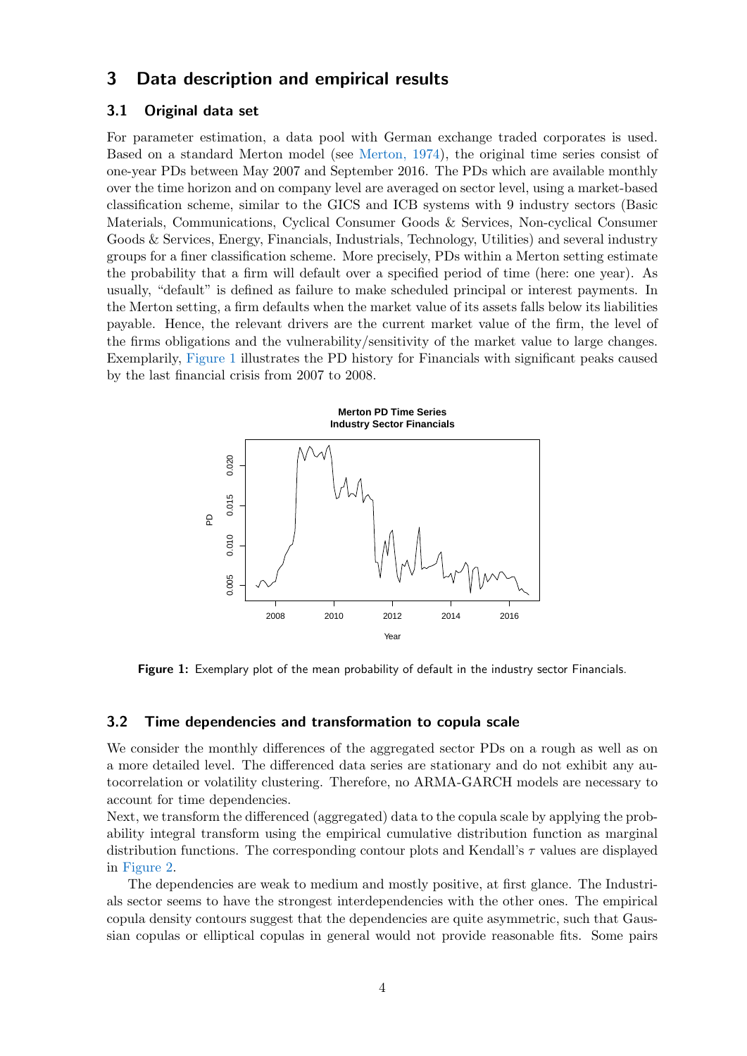## 3 Data description and empirical results

### 3.1 Original data set

For parameter estimation, a data pool with German exchange traded corporates is used. Based on a standard Merton model (see Merton, 1974), the original time series consist of one-year PDs between May 2007 and September 2016. The PDs which are available monthly over the time horizon and on company level are averaged on sector level, using a market-based classification scheme, similar to the GICS and ICB systems with 9 industry sectors (Basic Materials, Communications, Cyclical Consumer Goods & Services, Non-cyclical Consumer Goods & Services, Energy, Financials, Industrials, Technology, Utilities) and several industry groups for a finer classification scheme. More precisely, PDs within a Merton setting estimate the probability that a firm will default over a specified period of time (here: one year). As usually, "default" is defined as failure to make scheduled principal or interest payments. In the Merton setting, a firm defaults when the market value of its assets falls below its liabilities payable. Hence, the relevant drivers are the current market value of the firm, the level of the firms obligations and the vulnerability/sensitivity of the market value to large changes. Exemplarily, Figure 1 illustrates the PD history for Financials with significant peaks caused by the last financial crisis from 2007 to 2008.

**Figure 1:** Exemplary plot of the mean probability of default in the industry sector Financials.

### 3.2 Time dependencies and transformation to copula scale

We consider the monthly differences of the aggregated sector PDs on a rough as well as on a more detailed level. The differenced data series are stationary and do not exhibit any autocorrelation or volatility clustering. Therefore, no ARMA-GARCH models are necessary to account for time dependencies.

Next, we transform the differenced (aggregated) data to the copula scale by applying the probability integral transform using the empirical cumulative distribution function as marginal distribution functions. The corresponding contour plots and Kendall's $\tau$ values are displayed in Figure 2.

The dependencies are weak to medium and mostly positive, at first glance. The Industrials sector seems to have the strongest interdependencies with the other ones. The empirical copula density contours suggest that the dependencies are quite asymmetric, such that Gaussian copulas or elliptical copulas in general would not provide reasonable fits. Some pairs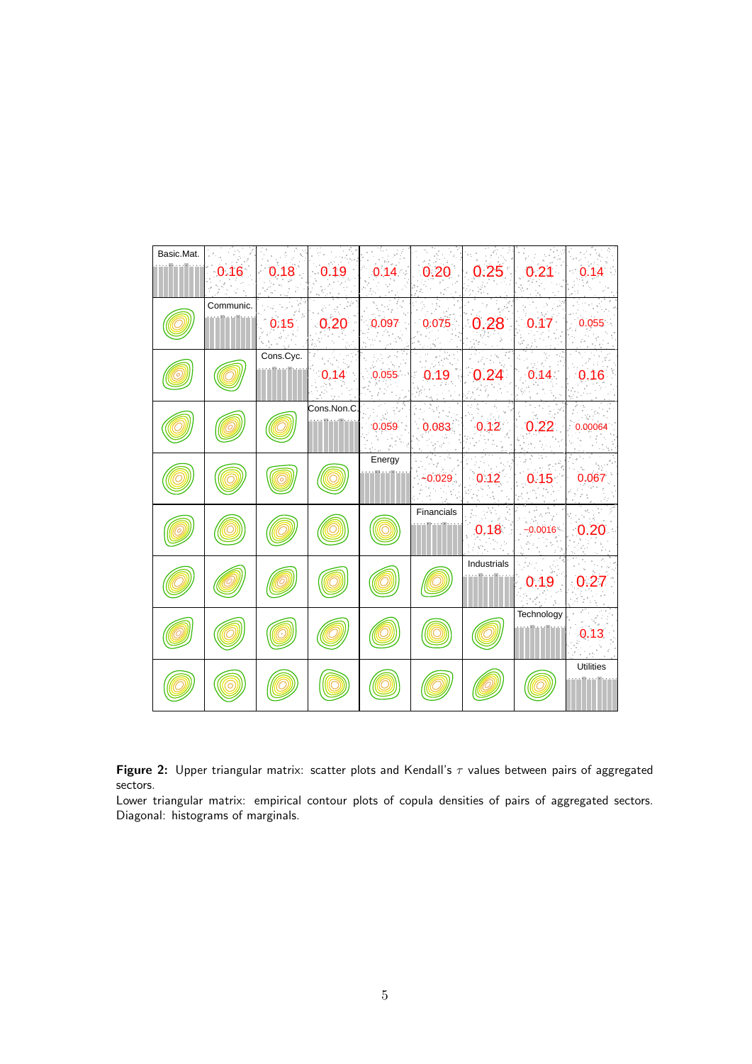| Basic.Mat. | 0.16 | 0.18 | 0.19 | 0.14 | 0.20 | 0.25 | 0.21 | 0.14 |
|---|---|---|---|---|---|---|---|---|
| | Communic. | 0.15 | 0.20 | 0.097 | 0.075 | 0.28 | 0.17 | 0.055 |
| | | Cons.Cyc. | 0.14 | 0.055 | 0.19 | 0.24 | 0.14 | 0.16 |
| | | | Cons.Non.C. | 0.059 | 0.083 | 0.12 | 0.22 | 0.00064 |
| | | | | Energy | -0.029 | 0.12 | 0.15 | 0.067 |
| | | | | | Financials | 0.18 | -0.0016 | 0.20 |
| | | | | | | Industrials | 0.19 | 0.27 |
| | | | | | | | Technology | 0.13 |
| | | | | | | | | Utilities |

**Figure 2:** Upper triangular matrix: scatter plots and Kendall's $\tau$ values between pairs of aggregated sectors.
Lower triangular matrix: empirical contour plots of copula densities of pairs of aggregated sectors. Diagonal: histograms of marginals.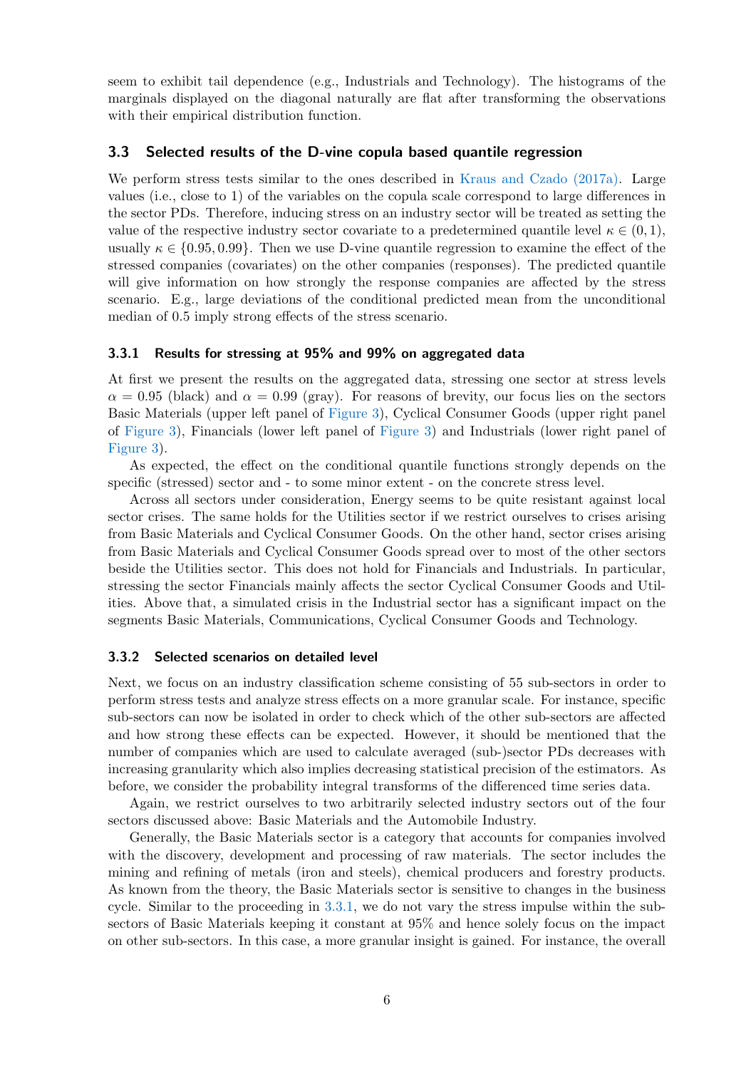seem to exhibit tail dependence (e.g., Industrials and Technology). The histograms of the marginals displayed on the diagonal naturally are flat after transforming the observations with their empirical distribution function.

### 3.3 Selected results of the D-vine copula based quantile regression

We perform stress tests similar to the ones described in Kraus and Czado (2017a). Large values (i.e., close to 1) of the variables on the copula scale correspond to large differences in the sector PDs. Therefore, inducing stress on an industry sector will be treated as setting the value of the respective industry sector covariate to a predetermined quantile level $\kappa \in (0, 1)$, usually $\kappa \in \{0.95, 0.99\}$. Then we use D-vine quantile regression to examine the effect of the stressed companies (covariates) on the other companies (responses). The predicted quantile will give information on how strongly the response companies are affected by the stress scenario. E.g., large deviations of the conditional predicted mean from the unconditional median of 0.5 imply strong effects of the stress scenario.

#### 3.3.1 Results for stressing at 95% and 99% on aggregated data

At first we present the results on the aggregated data, stressing one sector at stress levels $\alpha = 0.95$ (black) and $\alpha = 0.99$ (gray). For reasons of brevity, our focus lies on the sectors Basic Materials (upper left panel of Figure 3), Cyclical Consumer Goods (upper right panel of Figure 3), Financials (lower left panel of Figure 3) and Industrials (lower right panel of Figure 3).

As expected, the effect on the conditional quantile functions strongly depends on the specific (stressed) sector and - to some minor extent - on the concrete stress level.

Across all sectors under consideration, Energy seems to be quite resistant against local sector crises. The same holds for the Utilities sector if we restrict ourselves to crises arising from Basic Materials and Cyclical Consumer Goods. On the other hand, sector crises arising from Basic Materials and Cyclical Consumer Goods spread over to most of the other sectors beside the Utilities sector. This does not hold for Financials and Industrials. In particular, stressing the sector Financials mainly affects the sector Cyclical Consumer Goods and Utilities. Above that, a simulated crisis in the Industrial sector has a significant impact on the segments Basic Materials, Communications, Cyclical Consumer Goods and Technology.

#### 3.3.2 Selected scenarios on detailed level

Next, we focus on an industry classification scheme consisting of 55 sub-sectors in order to perform stress tests and analyze stress effects on a more granular scale. For instance, specific sub-sectors can now be isolated in order to check which of the other sub-sectors are affected and how strong these effects can be expected. However, it should be mentioned that the number of companies which are used to calculate averaged (sub-)sector PDs decreases with increasing granularity which also implies decreasing statistical precision of the estimators. As before, we consider the probability integral transforms of the differenced time series data.

Again, we restrict ourselves to two arbitrarily selected industry sectors out of the four sectors discussed above: Basic Materials and the Automobile Industry.

Generally, the Basic Materials sector is a category that accounts for companies involved with the discovery, development and processing of raw materials. The sector includes the mining and refining of metals (iron and steels), chemical producers and forestry products. As known from the theory, the Basic Materials sector is sensitive to changes in the business cycle. Similar to the proceeding in 3.3.1, we do not vary the stress impulse within the sub-sectors of Basic Materials keeping it constant at 95% and hence solely focus on the impact on other sub-sectors. In this case, a more granular insight is gained. For instance, the overall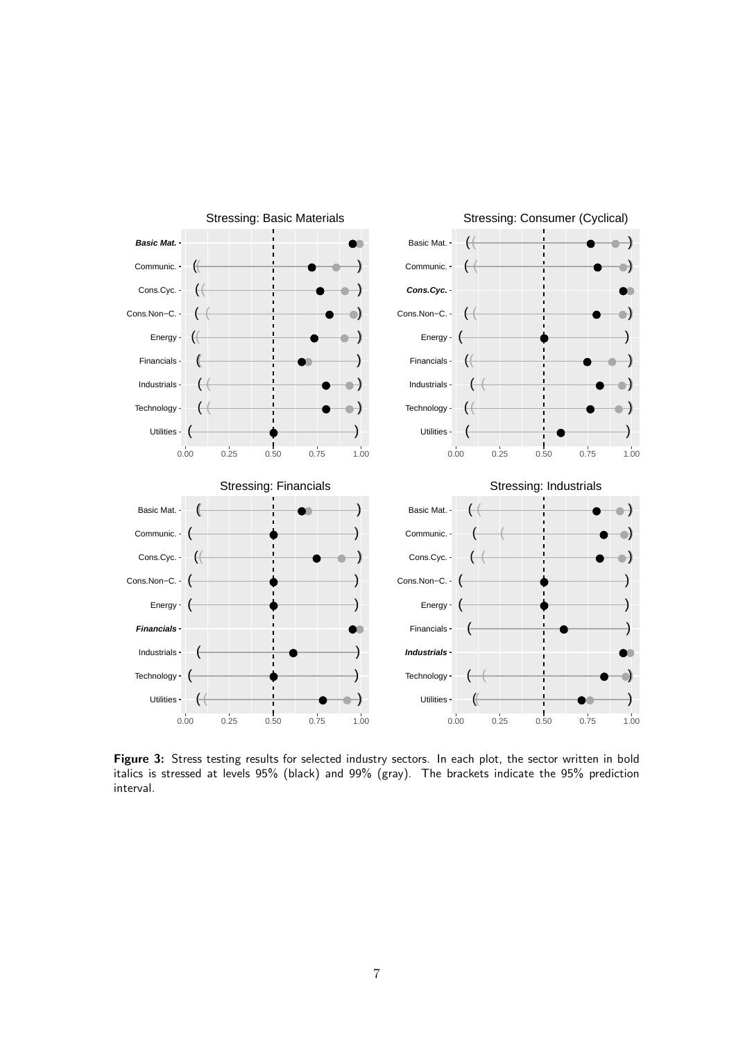**Figure 3:** Stress testing results for selected industry sectors. In each plot, the sector written in bold italics is stressed at levels 95% (black) and 99% (gray). The brackets indicate the 95% prediction interval.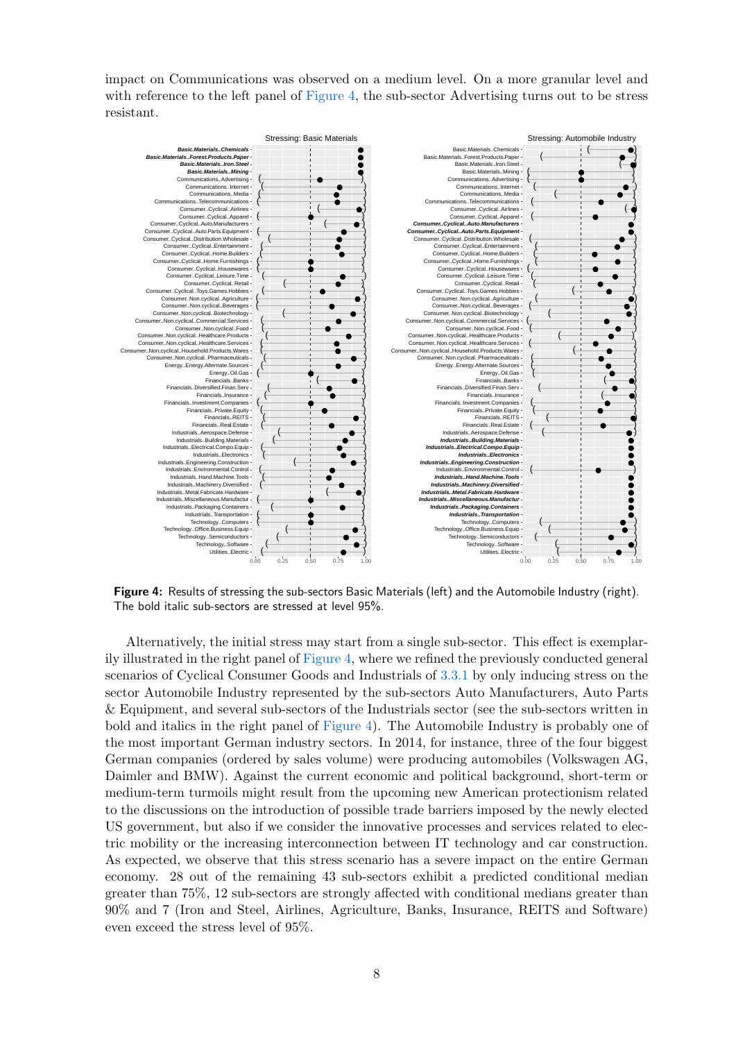impact on Communications was observed on a medium level. On a more granular level and with reference to the left panel of Figure 4, the sub-sector Advertising turns out to be stress resistant.

**Figure 4:** Results of stressing the sub-sectors Basic Materials (left) and the Automobile Industry (right). The bold italic sub-sectors are stressed at level 95%.

Alternatively, the initial stress may start from a single sub-sector. This effect is exemplarily illustrated in the right panel of Figure 4, where we refined the previously conducted general scenarios of Cyclical Consumer Goods and Industrials of 3.3.1 by only inducing stress on the sector Automobile Industry represented by the sub-sectors Auto Manufacturers, Auto Parts & Equipment, and several sub-sectors of the Industrials sector (see the sub-sectors written in bold and italics in the right panel of Figure 4). The Automobile Industry is probably one of the most important German industry sectors. In 2014, for instance, three of the four biggest German companies (ordered by sales volume) were producing automobiles (Volkswagen AG, Daimler and BMW). Against the current economic and political background, short-term or medium-term turmoils might result from the upcoming new American protectionism related to the discussions on the introduction of possible trade barriers imposed by the newly elected US government, but also if we consider the innovative processes and services related to electric mobility or the increasing interconnection between IT technology and car construction. As expected, we observe that this stress scenario has a severe impact on the entire German economy. 28 out of the remaining 43 sub-sectors exhibit a predicted conditional median greater than 75%, 12 sub-sectors are strongly affected with conditional medians greater than 90% and 7 (Iron and Steel, Airlines, Agriculture, Banks, Insurance, REITS and Software) even exceed the stress level of 95%.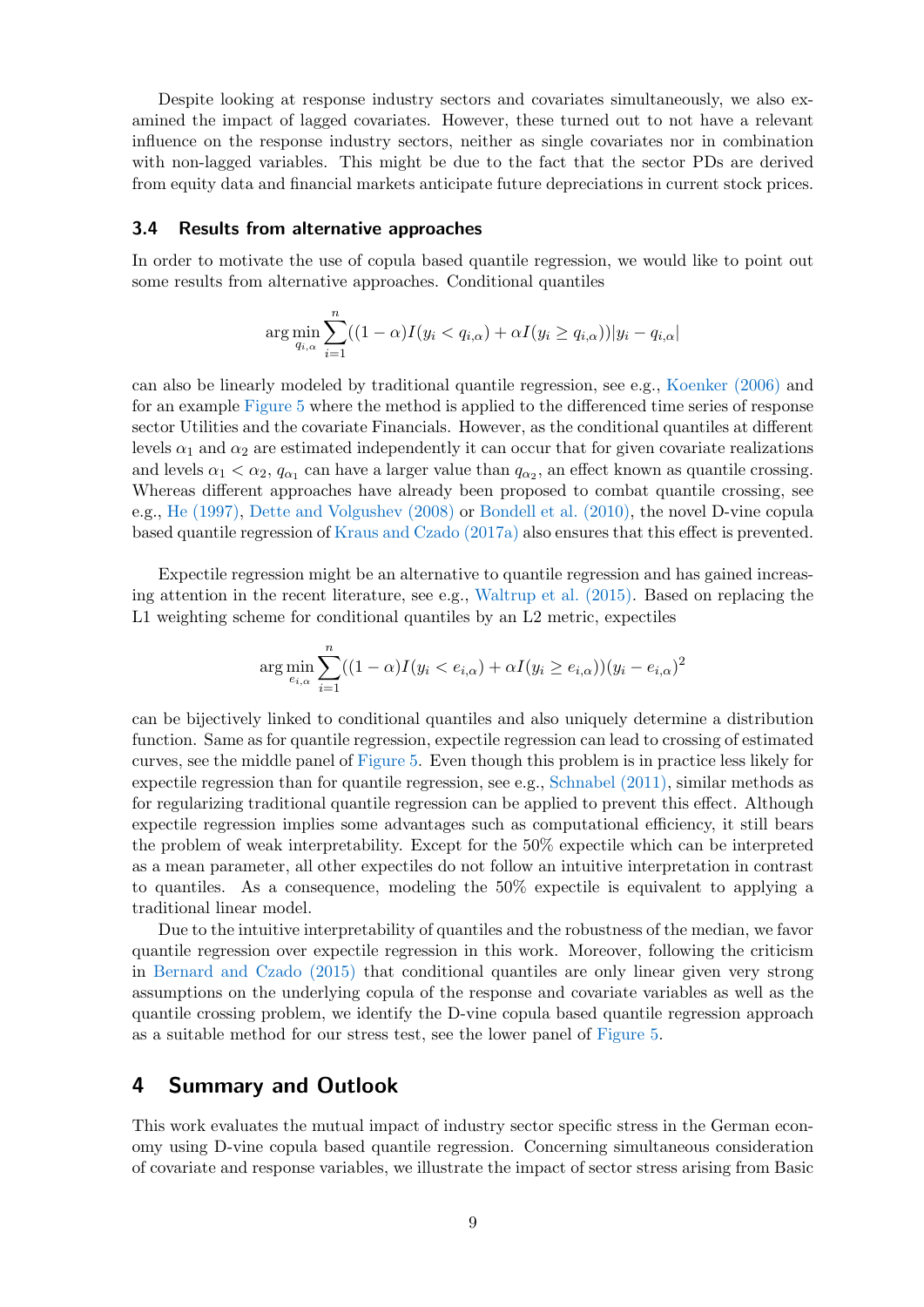Despite looking at response industry sectors and covariates simultaneously, we also examined the impact of lagged covariates. However, these turned out to not have a relevant influence on the response industry sectors, neither as single covariates nor in combination with non-lagged variables. This might be due to the fact that the sector PDs are derived from equity data and financial markets anticipate future depreciations in current stock prices.

### 3.4 Results from alternative approaches

In order to motivate the use of copula based quantile regression, we would like to point out some results from alternative approaches. Conditional quantiles

$$\arg\min_{q_{i,\alpha}} \sum_{i=1}^{n} ((1-\alpha)I(y_i < q_{i,\alpha}) + \alpha I(y_i \geq q_{i,\alpha}))|y_i - q_{i,\alpha}|$$

can also be linearly modeled by traditional quantile regression, see e.g., Koenker (2006) and for an example Figure 5 where the method is applied to the differenced time series of response sector Utilities and the covariate Financials. However, as the conditional quantiles at different levels $\alpha_1$ and $\alpha_2$ are estimated independently it can occur that for given covariate realizations and levels $\alpha_1 < \alpha_2$, $q_{\alpha_1}$ can have a larger value than $q_{\alpha_2}$, an effect known as quantile crossing. Whereas different approaches have already been proposed to combat quantile crossing, see e.g., He (1997), Dette and Volgushev (2008) or Bondell et al. (2010), the novel D-vine copula based quantile regression of Kraus and Czado (2017a) also ensures that this effect is prevented.

Expectile regression might be an alternative to quantile regression and has gained increasing attention in the recent literature, see e.g., Waltrup et al. (2015). Based on replacing the L1 weighting scheme for conditional quantiles by an L2 metric, expectiles

$$\arg\min_{e_{i,\alpha}} \sum_{i=1}^{n} ((1-\alpha)I(y_i < e_{i,\alpha}) + \alpha I(y_i \geq e_{i,\alpha}))(y_i - e_{i,\alpha})^2$$

can be bijectively linked to conditional quantiles and also uniquely determine a distribution function. Same as for quantile regression, expectile regression can lead to crossing of estimated curves, see the middle panel of Figure 5. Even though this problem is in practice less likely for expectile regression than for quantile regression, see e.g., Schnabel (2011), similar methods as for regularizing traditional quantile regression can be applied to prevent this effect. Although expectile regression implies some advantages such as computational efficiency, it still bears the problem of weak interpretability. Except for the 50% expectile which can be interpreted as a mean parameter, all other expectiles do not follow an intuitive interpretation in contrast to quantiles. As a consequence, modeling the 50% expectile is equivalent to applying a traditional linear model.

Due to the intuitive interpretability of quantiles and the robustness of the median, we favor quantile regression over expectile regression in this work. Moreover, following the criticism in Bernard and Czado (2015) that conditional quantiles are only linear given very strong assumptions on the underlying copula of the response and covariate variables as well as the quantile crossing problem, we identify the D-vine copula based quantile regression approach as a suitable method for our stress test, see the lower panel of Figure 5.

## 4 Summary and Outlook

This work evaluates the mutual impact of industry sector specific stress in the German economy using D-vine copula based quantile regression. Concerning simultaneous consideration of covariate and response variables, we illustrate the impact of sector stress arising from Basic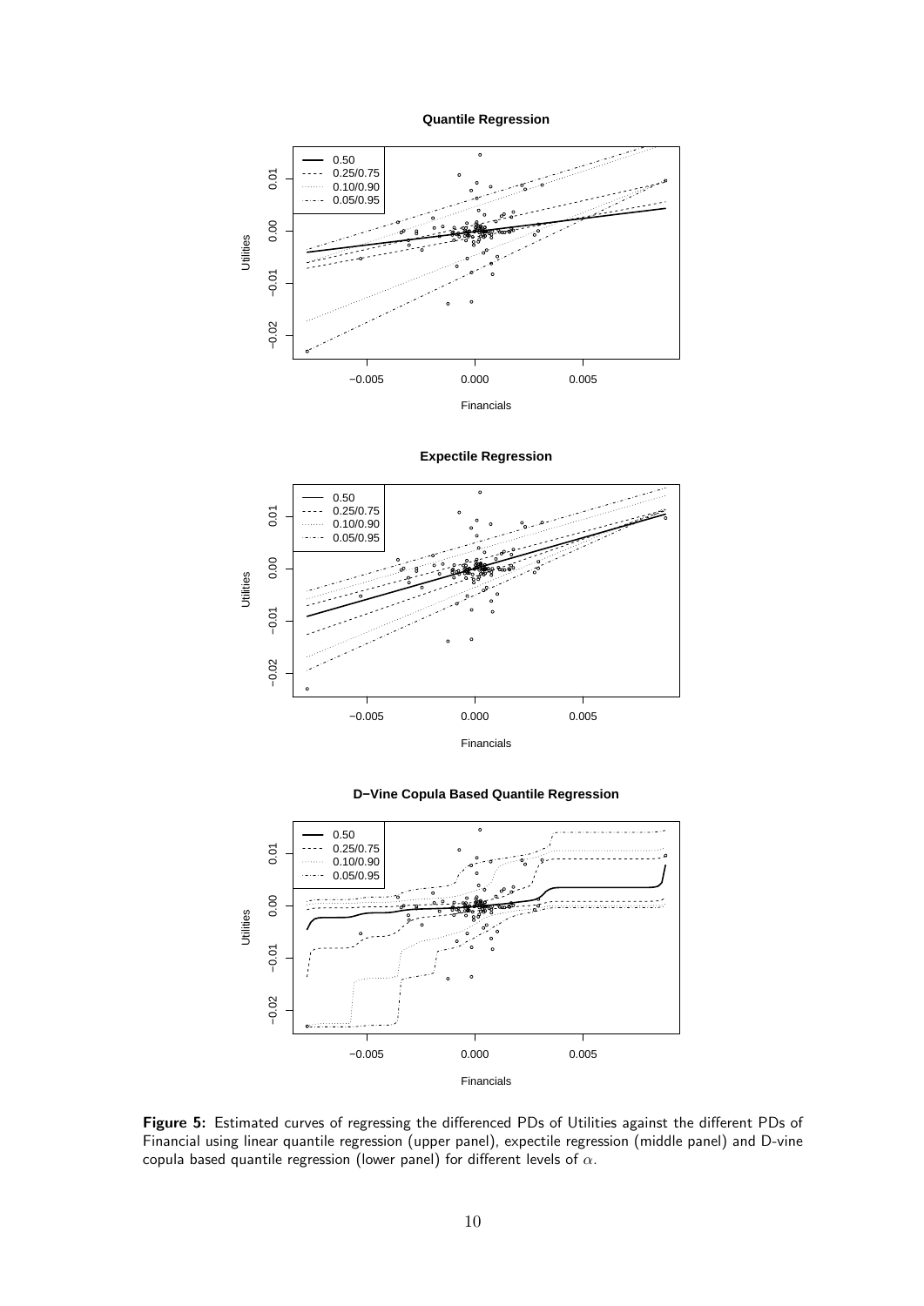**Figure 5:** Estimated curves of regressing the differenced PDs of Utilities against the different PDs of Financial using linear quantile regression (upper panel), expectile regression (middle panel) and D-vine copula based quantile regression (lower panel) for different levels of $\alpha$.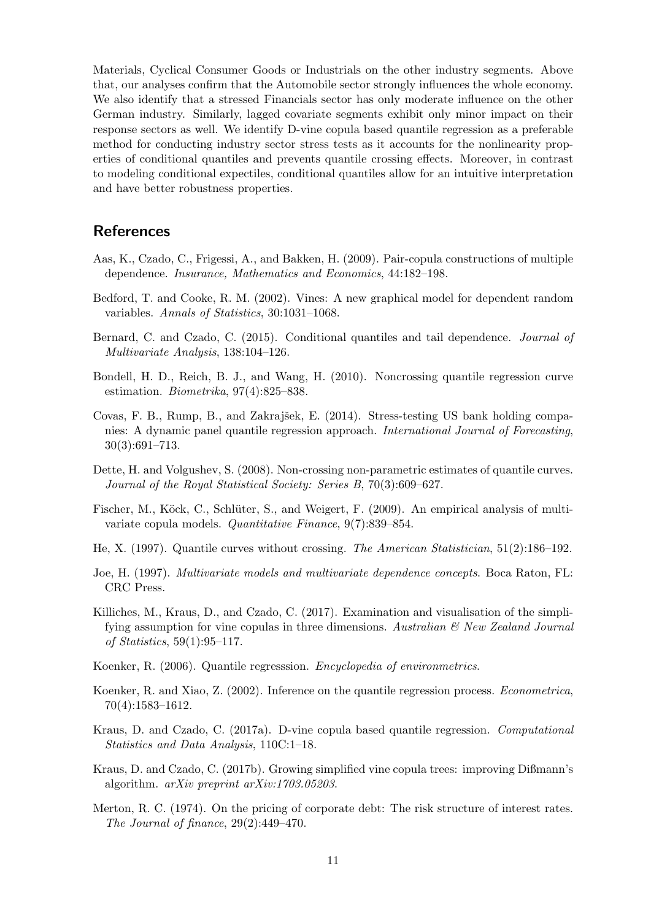Materials, Cyclical Consumer Goods or Industrials on the other industry segments. Above that, our analyses confirm that the Automobile sector strongly influences the whole economy. We also identify that a stressed Financials sector has only moderate influence on the other German industry. Similarly, lagged covariate segments exhibit only minor impact on their response sectors as well. We identify D-vine copula based quantile regression as a preferable method for conducting industry sector stress tests as it accounts for the nonlinearity properties of conditional quantiles and prevents quantile crossing effects. Moreover, in contrast to modeling conditional expectiles, conditional quantiles allow for an intuitive interpretation and have better robustness properties.

## References

Aas, K., Czado, C., Frigessi, A., and Bakken, H. (2009). Pair-copula constructions of multiple dependence. *Insurance, Mathematics and Economics*, 44:182–198.

Bedford, T. and Cooke, R. M. (2002). Vines: A new graphical model for dependent random variables. *Annals of Statistics*, 30:1031–1068.

Bernard, C. and Czado, C. (2015). Conditional quantiles and tail dependence. *Journal of Multivariate Analysis*, 138:104–126.

Bondell, H. D., Reich, B. J., and Wang, H. (2010). Noncrossing quantile regression curve estimation. *Biometrika*, 97(4):825–838.

Covas, F. B., Rump, B., and Zakrajšek, E. (2014). Stress-testing US bank holding companies: A dynamic panel quantile regression approach. *International Journal of Forecasting*, 30(3):691–713.

Dette, H. and Volgushev, S. (2008). Non-crossing non-parametric estimates of quantile curves. *Journal of the Royal Statistical Society: Series B*, 70(3):609–627.

Fischer, M., Köck, C., Schlüter, S., and Weigert, F. (2009). An empirical analysis of multivariate copula models. *Quantitative Finance*, 9(7):839–854.

He, X. (1997). Quantile curves without crossing. *The American Statistician*, 51(2):186–192.

Joe, H. (1997). *Multivariate models and multivariate dependence concepts*. Boca Raton, FL: CRC Press.

Killiches, M., Kraus, D., and Czado, C. (2017). Examination and visualisation of the simplifying assumption for vine copulas in three dimensions. *Australian & New Zealand Journal of Statistics*, 59(1):95–117.

Koenker, R. (2006). Quantile regresssion. *Encyclopedia of environmetrics*.

Koenker, R. and Xiao, Z. (2002). Inference on the quantile regression process. *Econometrica*, 70(4):1583–1612.

Kraus, D. and Czado, C. (2017a). D-vine copula based quantile regression. *Computational Statistics and Data Analysis*, 110C:1–18.

Kraus, D. and Czado, C. (2017b). Growing simplified vine copula trees: improving Dißmann's algorithm. *arXiv preprint arXiv:1703.05203*.

Merton, R. C. (1974). On the pricing of corporate debt: The risk structure of interest rates. *The Journal of finance*, 29(2):449–470.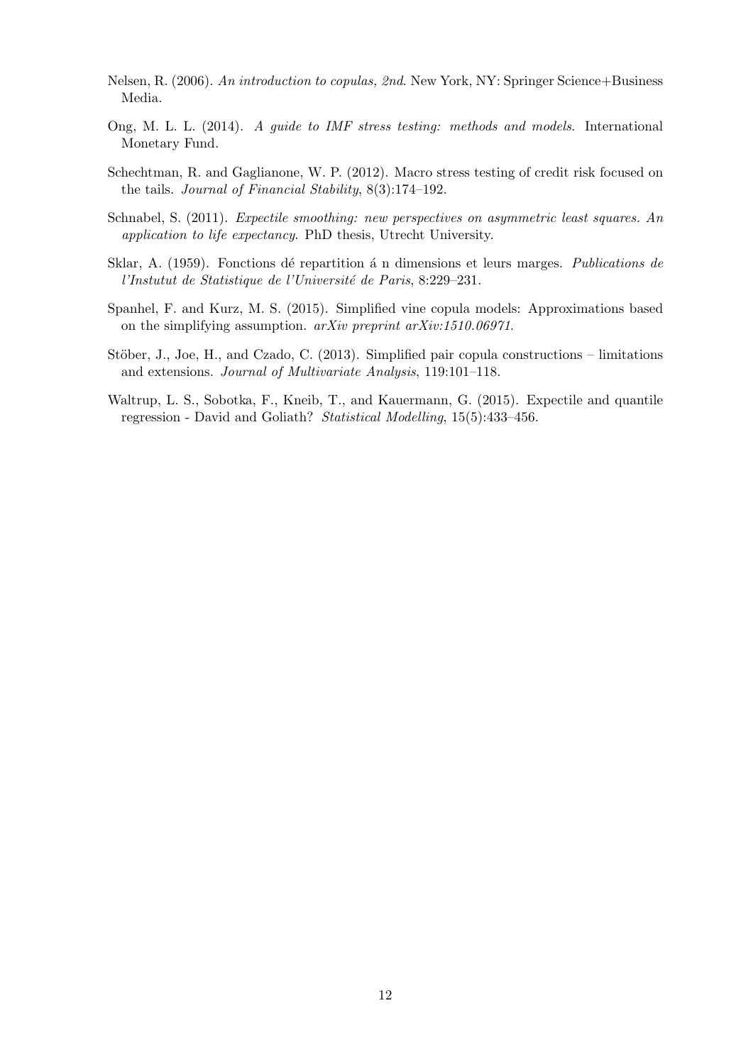Nelsen, R. (2006). *An introduction to copulas, 2nd*. New York, NY: Springer Science+Business Media.

Ong, M. L. L. (2014). *A guide to IMF stress testing: methods and models*. International Monetary Fund.

Schechtman, R. and Gaglianone, W. P. (2012). Macro stress testing of credit risk focused on the tails. *Journal of Financial Stability*, 8(3):174–192.

Schnabel, S. (2011). *Expectile smoothing: new perspectives on asymmetric least squares. An application to life expectancy*. PhD thesis, Utrecht University.

Sklar, A. (1959). Fonctions dé repartition á n dimensions et leurs marges. *Publications de l'Instutut de Statistique de l'Université de Paris*, 8:229–231.

Spanhel, F. and Kurz, M. S. (2015). Simplified vine copula models: Approximations based on the simplifying assumption. *arXiv preprint arXiv:1510.06971*.

Stöber, J., Joe, H., and Czado, C. (2013). Simplified pair copula constructions – limitations and extensions. *Journal of Multivariate Analysis*, 119:101–118.

Waltrup, L. S., Sobotka, F., Kneib, T., and Kauermann, G. (2015). Expectile and quantile regression - David and Goliath? *Statistical Modelling*, 15(5):433–456.